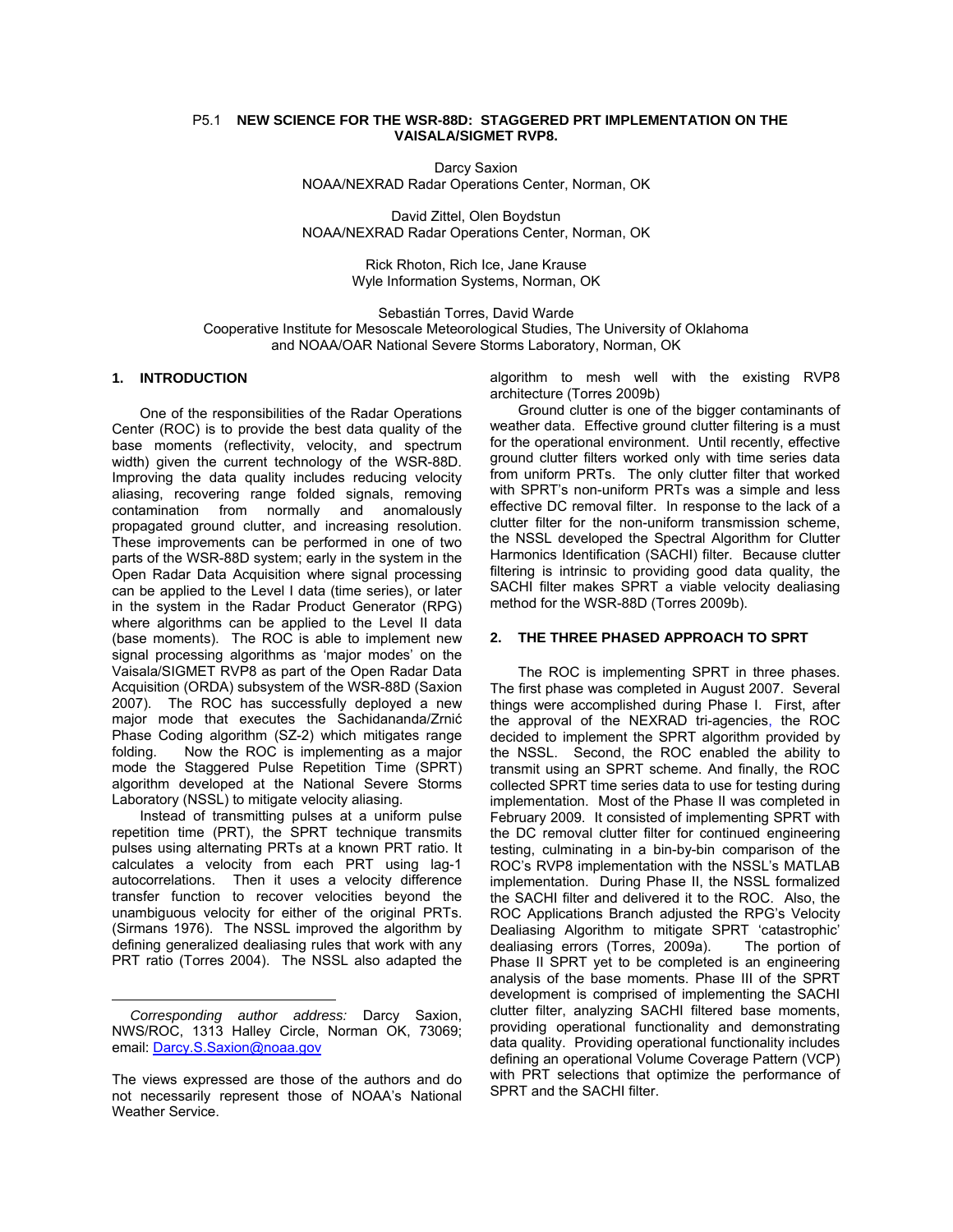P5.1 **NEW SCIENCE FOR THE WSR-88D: STAGGERED PRT IMPLEMENTATION ON THE VAISALA/SIGMET RVP8.**

Darcy Saxion
NOAA/NEXRAD Radar Operations Center, Norman, OK

David Zittel, Olen Boydstun
NOAA/NEXRAD Radar Operations Center, Norman, OK

Rick Rhoton, Rich Ice, Jane Krause
Wyle Information Systems, Norman, OK

Sebastián Torres, David Warde
Cooperative Institute for Mesoscale Meteorological Studies, The University of Oklahoma
and NOAA/OAR National Severe Storms Laboratory, Norman, OK

## 1. INTRODUCTION

One of the responsibilities of the Radar Operations Center (ROC) is to provide the best data quality of the base moments (reflectivity, velocity, and spectrum width) given the current technology of the WSR-88D. Improving the data quality includes reducing velocity aliasing, recovering range folded signals, removing contamination from normally and anomalously propagated ground clutter, and increasing resolution. These improvements can be performed in one of two parts of the WSR-88D system; early in the system in the Open Radar Data Acquisition where signal processing can be applied to the Level I data (time series), or later in the system in the Radar Product Generator (RPG) where algorithms can be applied to the Level II data (base moments). The ROC is able to implement new signal processing algorithms as 'major modes' on the Vaisala/SIGMET RVP8 as part of the Open Radar Data Acquisition (ORDA) subsystem of the WSR-88D (Saxion 2007). The ROC has successfully deployed a new major mode that executes the Sachidananda/Zrnić Phase Coding algorithm (SZ-2) which mitigates range folding. Now the ROC is implementing as a major mode the Staggered Pulse Repetition Time (SPRT) algorithm developed at the National Severe Storms Laboratory (NSSL) to mitigate velocity aliasing.

Instead of transmitting pulses at a uniform pulse repetition time (PRT), the SPRT technique transmits pulses using alternating PRTs at a known PRT ratio. It calculates a velocity from each PRT using lag-1 autocorrelations. Then it uses a velocity difference transfer function to recover velocities beyond the unambiguous velocity for either of the original PRTs. (Sirmans 1976). The NSSL improved the algorithm by defining generalized dealiasing rules that work with any PRT ratio (Torres 2004). The NSSL also adapted the algorithm to mesh well with the existing RVP8 architecture (Torres 2009b)

Ground clutter is one of the bigger contaminants of weather data. Effective ground clutter filtering is a must for the operational environment. Until recently, effective ground clutter filters worked only with time series data from uniform PRTs. The only clutter filter that worked with SPRT's non-uniform PRTs was a simple and less effective DC removal filter. In response to the lack of a clutter filter for the non-uniform transmission scheme, the NSSL developed the Spectral Algorithm for Clutter Harmonics Identification (SACHI) filter. Because clutter filtering is intrinsic to providing good data quality, the SACHI filter makes SPRT a viable velocity dealiasing method for the WSR-88D (Torres 2009b).

## 2. THE THREE PHASED APPROACH TO SPRT

The ROC is implementing SPRT in three phases. The first phase was completed in August 2007. Several things were accomplished during Phase I. First, after the approval of the NEXRAD tri-agencies, the ROC decided to implement the SPRT algorithm provided by the NSSL. Second, the ROC enabled the ability to transmit using an SPRT scheme. And finally, the ROC collected SPRT time series data to use for testing during implementation. Most of the Phase II was completed in February 2009. It consisted of implementing SPRT with the DC removal clutter filter for continued engineering testing, culminating in a bin-by-bin comparison of the ROC's RVP8 implementation with the NSSL's MATLAB implementation. During Phase II, the NSSL formalized the SACHI filter and delivered it to the ROC. Also, the ROC Applications Branch adjusted the RPG's Velocity Dealiasing Algorithm to mitigate SPRT 'catastrophic' dealiasing errors (Torres, 2009a). The portion of Phase II SPRT yet to be completed is an engineering analysis of the base moments. Phase III of the SPRT development is comprised of implementing the SACHI clutter filter, analyzing SACHI filtered base moments, providing operational functionality and demonstrating data quality. Providing operational functionality includes defining an operational Volume Coverage Pattern (VCP) with PRT selections that optimize the performance of SPRT and the SACHI filter.

---

*Corresponding author address:* Darcy Saxion, NWS/ROC, 1313 Halley Circle, Norman OK, 73069; email: Darcy.S.Saxion@noaa.gov

The views expressed are those of the authors and do not necessarily represent those of NOAA's National Weather Service.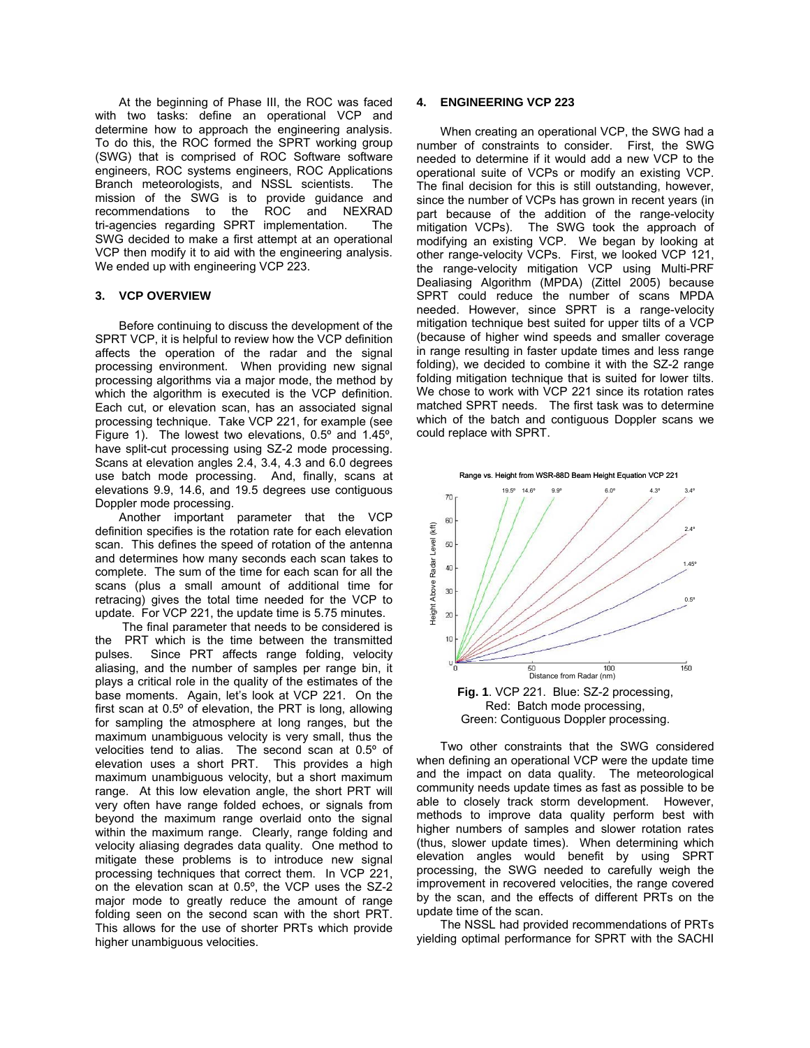At the beginning of Phase III, the ROC was faced with two tasks: define an operational VCP and determine how to approach the engineering analysis. To do this, the ROC formed the SPRT working group (SWG) that is comprised of ROC Software software engineers, ROC systems engineers, ROC Applications Branch meteorologists, and NSSL scientists. The mission of the SWG is to provide guidance and recommendations to the ROC and NEXRAD tri-agencies regarding SPRT implementation. The SWG decided to make a first attempt at an operational VCP then modify it to aid with the engineering analysis. We ended up with engineering VCP 223.

## 3. VCP OVERVIEW

Before continuing to discuss the development of the SPRT VCP, it is helpful to review how the VCP definition affects the operation of the radar and the signal processing environment. When providing new signal processing algorithms via a major mode, the method by which the algorithm is executed is the VCP definition. Each cut, or elevation scan, has an associated signal processing technique. Take VCP 221, for example (see Figure 1). The lowest two elevations, 0.5º and 1.45º, have split-cut processing using SZ-2 mode processing. Scans at elevation angles 2.4, 3.4, 4.3 and 6.0 degrees use batch mode processing. And, finally, scans at elevations 9.9, 14.6, and 19.5 degrees use contiguous Doppler mode processing.

Another important parameter that the VCP definition specifies is the rotation rate for each elevation scan. This defines the speed of rotation of the antenna and determines how many seconds each scan takes to complete. The sum of the time for each scan for all the scans (plus a small amount of additional time for retracing) gives the total time needed for the VCP to update. For VCP 221, the update time is 5.75 minutes.

The final parameter that needs to be considered is the PRT which is the time between the transmitted pulses. Since PRT affects range folding, velocity aliasing, and the number of samples per range bin, it plays a critical role in the quality of the estimates of the base moments. Again, let's look at VCP 221. On the first scan at 0.5º of elevation, the PRT is long, allowing for sampling the atmosphere at long ranges, but the maximum unambiguous velocity is very small, thus the velocities tend to alias. The second scan at 0.5º of elevation uses a short PRT. This provides a high maximum unambiguous velocity, but a short maximum range. At this low elevation angle, the short PRT will very often have range folded echoes, or signals from beyond the maximum range overlaid onto the signal within the maximum range. Clearly, range folding and velocity aliasing degrades data quality. One method to mitigate these problems is to introduce new signal processing techniques that correct them. In VCP 221, on the elevation scan at 0.5º, the VCP uses the SZ-2 major mode to greatly reduce the amount of range folding seen on the second scan with the short PRT. This allows for the use of shorter PRTs which provide higher unambiguous velocities.

## 4. ENGINEERING VCP 223

When creating an operational VCP, the SWG had a number of constraints to consider. First, the SWG needed to determine if it would add a new VCP to the operational suite of VCPs or modify an existing VCP. The final decision for this is still outstanding, however, since the number of VCPs has grown in recent years (in part because of the addition of the range-velocity mitigation VCPs). The SWG took the approach of modifying an existing VCP. We began by looking at other range-velocity VCPs. First, we looked VCP 121, the range-velocity mitigation VCP using Multi-PRF Dealiasing Algorithm (MPDA) (Zittel 2005) because SPRT could reduce the number of scans MPDA needed. However, since SPRT is a range-velocity mitigation technique best suited for upper tilts of a VCP (because of higher wind speeds and smaller coverage in range resulting in faster update times and less range folding), we decided to combine it with the SZ-2 range folding mitigation technique that is suited for lower tilts. We chose to work with VCP 221 since its rotation rates matched SPRT needs. The first task was to determine which of the batch and contiguous Doppler scans we could replace with SPRT.

**Fig. 1**. VCP 221. Blue: SZ-2 processing, Red: Batch mode processing, Green: Contiguous Doppler processing.

Two other constraints that the SWG considered when defining an operational VCP were the update time and the impact on data quality. The meteorological community needs update times as fast as possible to be able to closely track storm development. However, methods to improve data quality perform best with higher numbers of samples and slower rotation rates (thus, slower update times). When determining which elevation angles would benefit by using SPRT processing, the SWG needed to carefully weigh the improvement in recovered velocities, the range covered by the scan, and the effects of different PRTs on the update time of the scan.

The NSSL had provided recommendations of PRTs yielding optimal performance for SPRT with the SACHI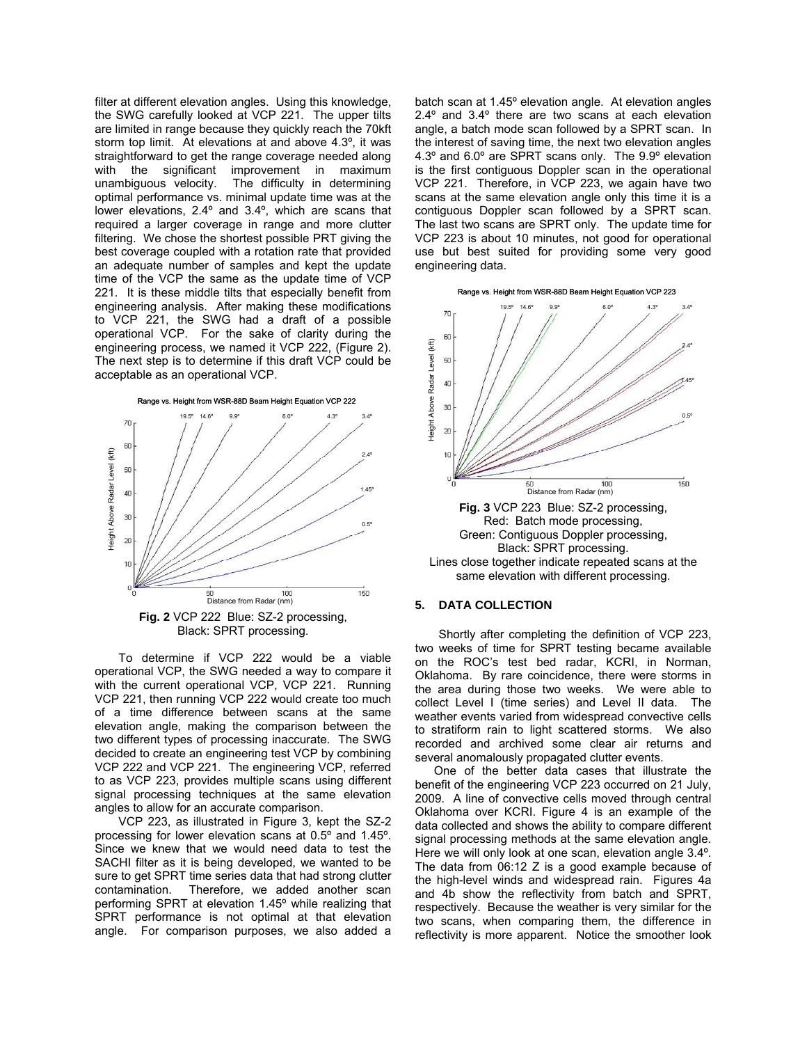filter at different elevation angles. Using this knowledge, the SWG carefully looked at VCP 221. The upper tilts are limited in range because they quickly reach the 70kft storm top limit. At elevations at and above 4.3º, it was straightforward to get the range coverage needed along with the significant improvement in maximum unambiguous velocity. The difficulty in determining optimal performance vs. minimal update time was at the lower elevations, 2.4º and 3.4º, which are scans that required a larger coverage in range and more clutter filtering. We chose the shortest possible PRT giving the best coverage coupled with a rotation rate that provided an adequate number of samples and kept the update time of the VCP the same as the update time of VCP 221. It is these middle tilts that especially benefit from engineering analysis. After making these modifications to VCP 221, the SWG had a draft of a possible operational VCP. For the sake of clarity during the engineering process, we named it VCP 222, (Figure 2). The next step is to determine if this draft VCP could be acceptable as an operational VCP.

**Fig. 2** VCP 222 Blue: SZ-2 processing, Black: SPRT processing.

To determine if VCP 222 would be a viable operational VCP, the SWG needed a way to compare it with the current operational VCP, VCP 221. Running VCP 221, then running VCP 222 would create too much of a time difference between scans at the same elevation angle, making the comparison between the two different types of processing inaccurate. The SWG decided to create an engineering test VCP by combining VCP 222 and VCP 221. The engineering VCP, referred to as VCP 223, provides multiple scans using different signal processing techniques at the same elevation angles to allow for an accurate comparison.

VCP 223, as illustrated in Figure 3, kept the SZ-2 processing for lower elevation scans at 0.5º and 1.45º. Since we knew that we would need data to test the SACHI filter as it is being developed, we wanted to be sure to get SPRT time series data that had strong clutter contamination. Therefore, we added another scan performing SPRT at elevation 1.45º while realizing that SPRT performance is not optimal at that elevation angle. For comparison purposes, we also added a batch scan at 1.45º elevation angle. At elevation angles 2.4º and 3.4º there are two scans at each elevation angle, a batch mode scan followed by a SPRT scan. In the interest of saving time, the next two elevation angles 4.3º and 6.0º are SPRT scans only. The 9.9º elevation is the first contiguous Doppler scan in the operational VCP 221. Therefore, in VCP 223, we again have two scans at the same elevation angle only this time it is a contiguous Doppler scan followed by a SPRT scan. The last two scans are SPRT only. The update time for VCP 223 is about 10 minutes, not good for operational use but best suited for providing some very good engineering data.

**Fig. 3** VCP 223 Blue: SZ-2 processing, Red: Batch mode processing, Green: Contiguous Doppler processing, Black: SPRT processing. Lines close together indicate repeated scans at the same elevation with different processing.

## 5. DATA COLLECTION

Shortly after completing the definition of VCP 223, two weeks of time for SPRT testing became available on the ROC's test bed radar, KCRI, in Norman, Oklahoma. By rare coincidence, there were storms in the area during those two weeks. We were able to collect Level I (time series) and Level II data. The weather events varied from widespread convective cells to stratiform rain to light scattered storms. We also recorded and archived some clear air returns and several anomalously propagated clutter events.

One of the better data cases that illustrate the benefit of the engineering VCP 223 occurred on 21 July, 2009. A line of convective cells moved through central Oklahoma over KCRI. Figure 4 is an example of the data collected and shows the ability to compare different signal processing methods at the same elevation angle. Here we will only look at one scan, elevation angle 3.4º. The data from 06:12 Z is a good example because of the high-level winds and widespread rain. Figures 4a and 4b show the reflectivity from batch and SPRT, respectively. Because the weather is very similar for the two scans, when comparing them, the difference in reflectivity is more apparent. Notice the smoother look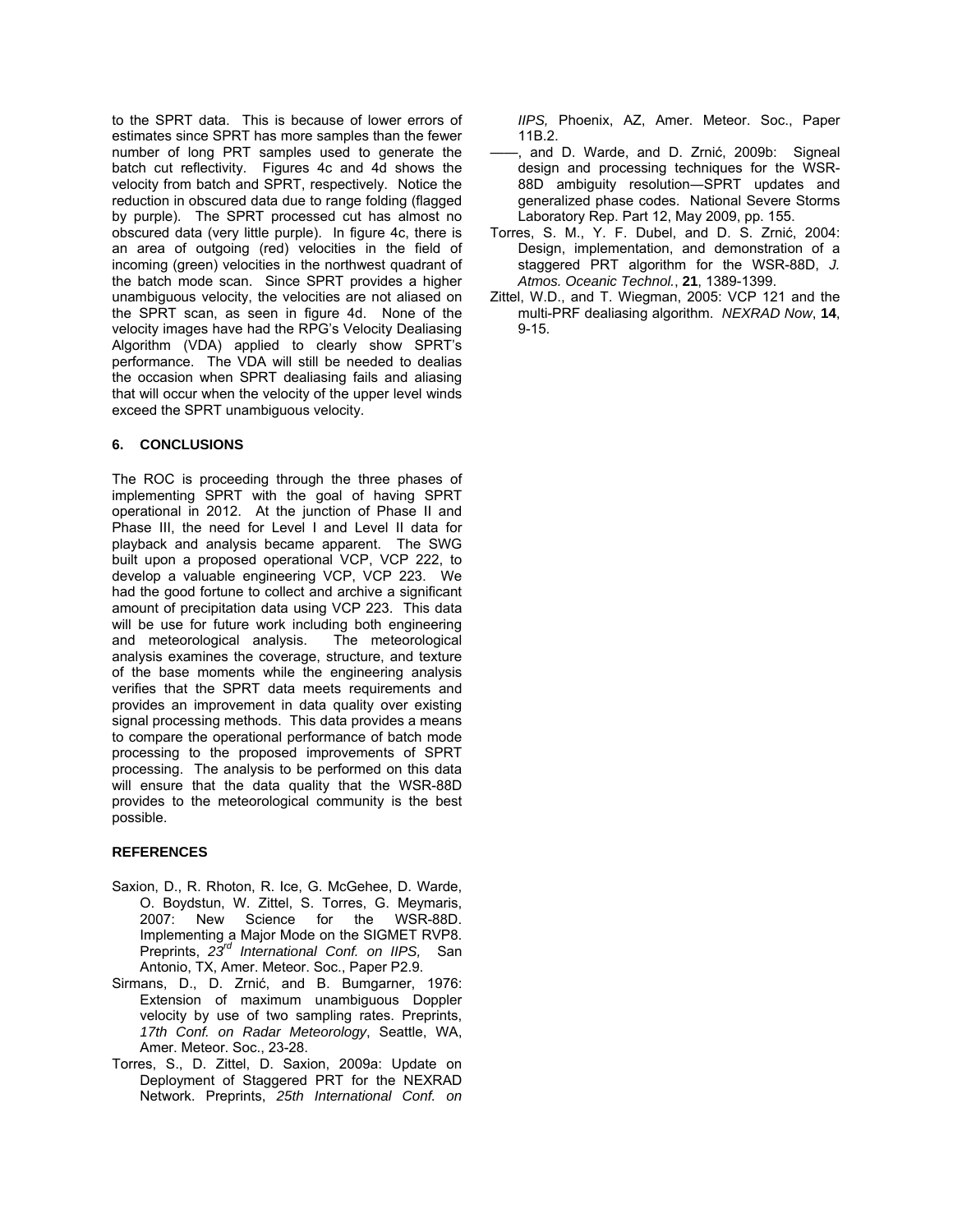to the SPRT data. This is because of lower errors of estimates since SPRT has more samples than the fewer number of long PRT samples used to generate the batch cut reflectivity. Figures 4c and 4d shows the velocity from batch and SPRT, respectively. Notice the reduction in obscured data due to range folding (flagged by purple). The SPRT processed cut has almost no obscured data (very little purple). In figure 4c, there is an area of outgoing (red) velocities in the field of incoming (green) velocities in the northwest quadrant of the batch mode scan. Since SPRT provides a higher unambiguous velocity, the velocities are not aliased on the SPRT scan, as seen in figure 4d. None of the velocity images have had the RPG's Velocity Dealiasing Algorithm (VDA) applied to clearly show SPRT's performance. The VDA will still be needed to dealias the occasion when SPRT dealiasing fails and aliasing that will occur when the velocity of the upper level winds exceed the SPRT unambiguous velocity.

## 6. CONCLUSIONS

The ROC is proceeding through the three phases of implementing SPRT with the goal of having SPRT operational in 2012. At the junction of Phase II and Phase III, the need for Level I and Level II data for playback and analysis became apparent. The SWG built upon a proposed operational VCP, VCP 222, to develop a valuable engineering VCP, VCP 223. We had the good fortune to collect and archive a significant amount of precipitation data using VCP 223. This data will be use for future work including both engineering and meteorological analysis. The meteorological analysis examines the coverage, structure, and texture of the base moments while the engineering analysis verifies that the SPRT data meets requirements and provides an improvement in data quality over existing signal processing methods. This data provides a means to compare the operational performance of batch mode processing to the proposed improvements of SPRT processing. The analysis to be performed on this data will ensure that the data quality that the WSR-88D provides to the meteorological community is the best possible.

## REFERENCES

Saxion, D., R. Rhoton, R. Ice, G. McGehee, D. Warde, O. Boydstun, W. Zittel, S. Torres, G. Meymaris, 2007: New Science for the WSR-88D. Implementing a Major Mode on the SIGMET RVP8. Preprints, *23rd International Conf. on IIPS,* San Antonio, TX, Amer. Meteor. Soc., Paper P2.9.

Sirmans, D., D. Zrnić, and B. Bumgarner, 1976: Extension of maximum unambiguous Doppler velocity by use of two sampling rates. Preprints, *17th Conf. on Radar Meteorology*, Seattle, WA, Amer. Meteor. Soc., 23-28.

Torres, S., D. Zittel, D. Saxion, 2009a: Update on Deployment of Staggered PRT for the NEXRAD Network. Preprints, *25th International Conf. on IIPS,* Phoenix, AZ, Amer. Meteor. Soc., Paper 11B.2.

——, and D. Warde, and D. Zrnić, 2009b: Signeal design and processing techniques for the WSR-88D ambiguity resolution—SPRT updates and generalized phase codes. National Severe Storms Laboratory Rep. Part 12, May 2009, pp. 155.

Torres, S. M., Y. F. Dubel, and D. S. Zrnić, 2004: Design, implementation, and demonstration of a staggered PRT algorithm for the WSR-88D, *J. Atmos. Oceanic Technol.*, **21**, 1389-1399.

Zittel, W.D., and T. Wiegman, 2005: VCP 121 and the multi-PRF dealiasing algorithm. *NEXRAD Now*, **14**, 9-15.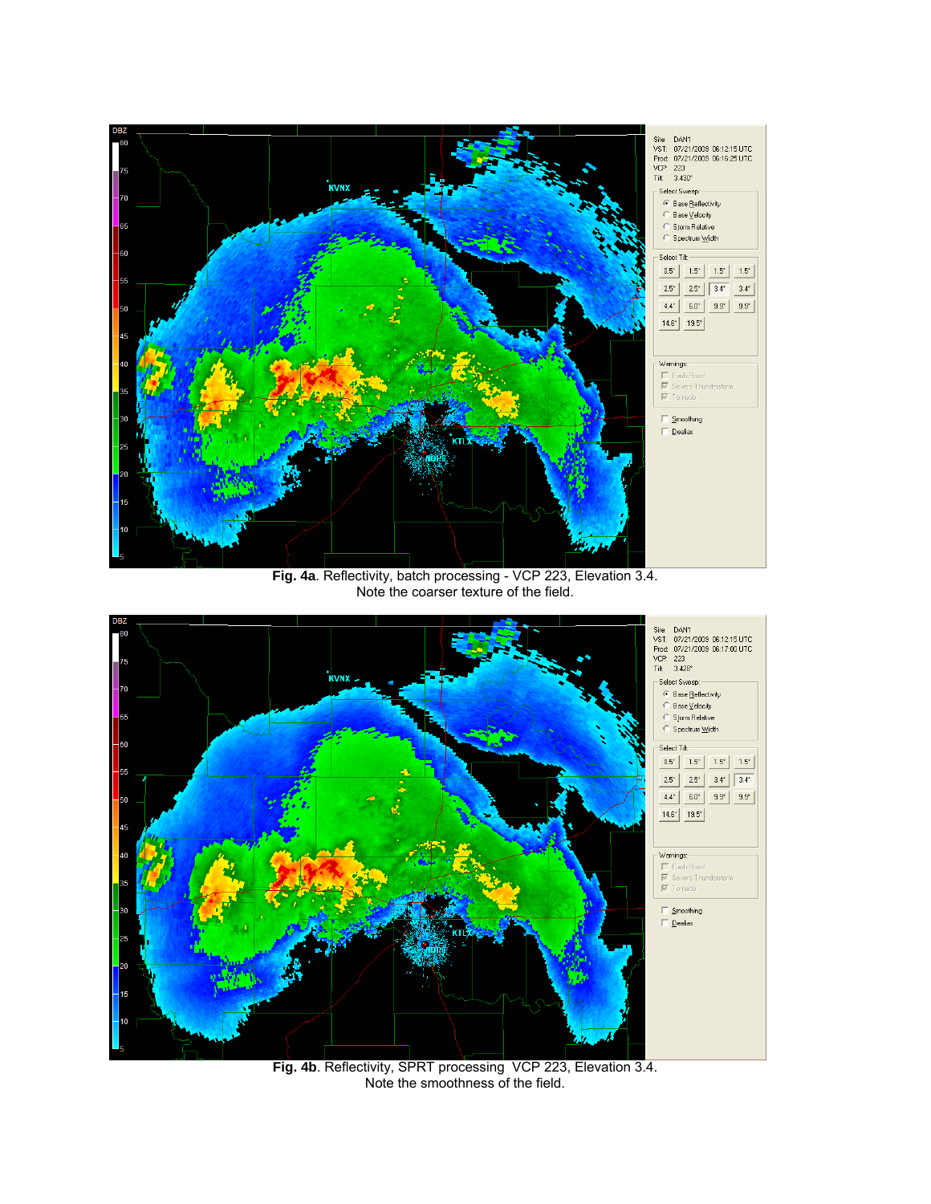**Fig. 4a**. Reflectivity, batch processing - VCP 223, Elevation 3.4.
Note the coarser texture of the field.

**Fig. 4b**. Reflectivity, SPRT processing VCP 223, Elevation 3.4.
Note the smoothness of the field.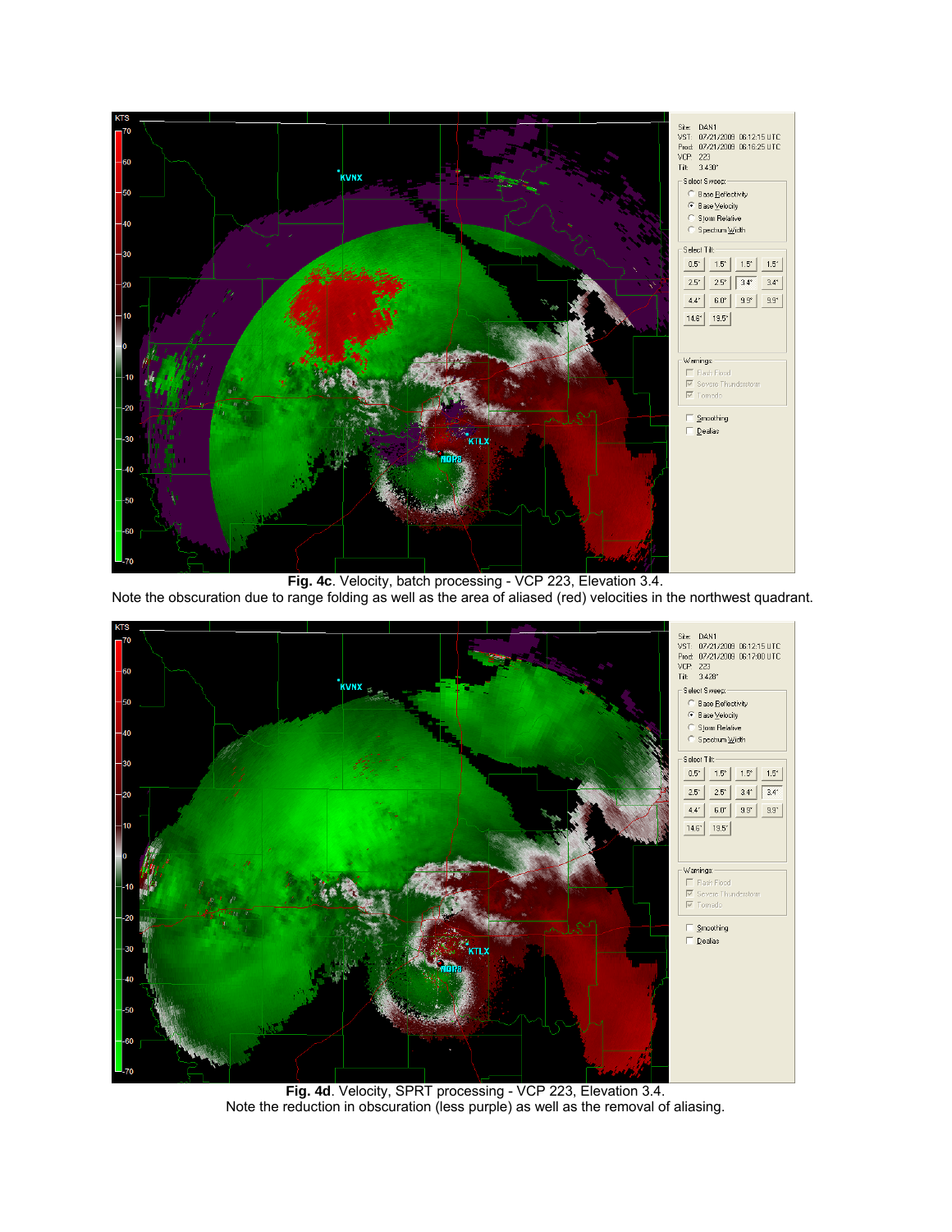**Fig. 4c**. Velocity, batch processing - VCP 223, Elevation 3.4.
Note the obscuration due to range folding as well as the area of aliased (red) velocities in the northwest quadrant.

**Fig. 4d**. Velocity, SPRT processing - VCP 223, Elevation 3.4.
Note the reduction in obscuration (less purple) as well as the removal of aliasing.